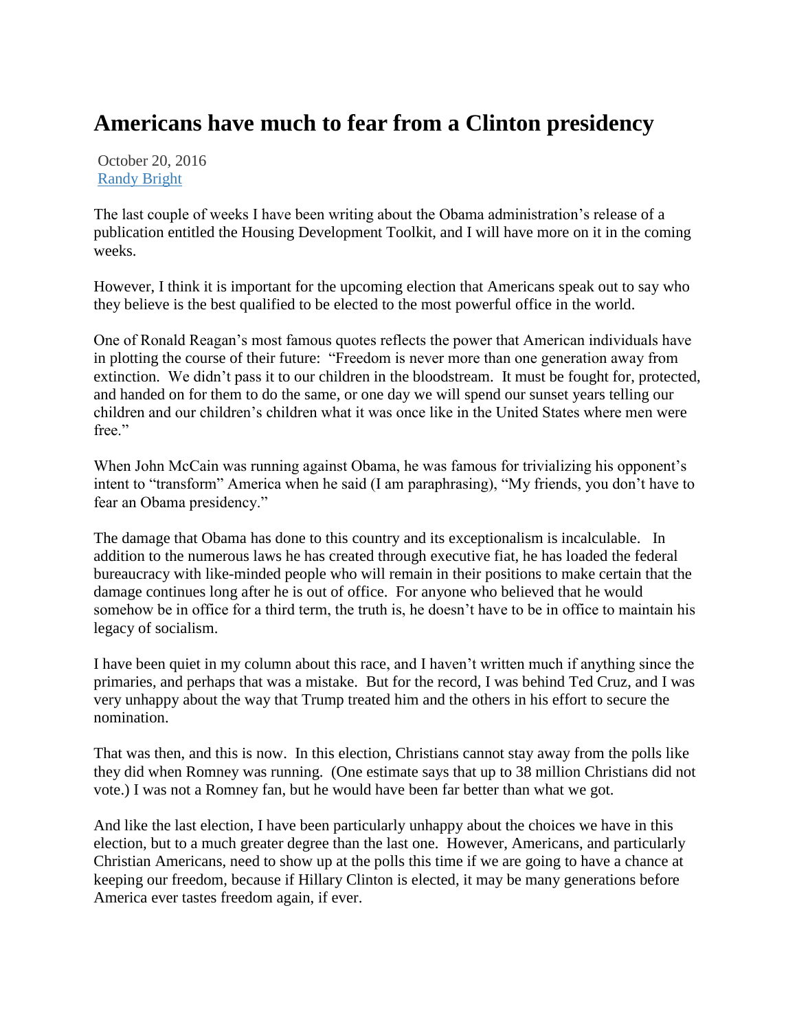# Americans have much to fear from a Clinton presidency

October 20, 2016
[Randy Bright]

The last couple of weeks I have been writing about the Obama administration's release of a publication entitled the Housing Development Toolkit, and I will have more on it in the coming weeks.

However, I think it is important for the upcoming election that Americans speak out to say who they believe is the best qualified to be elected to the most powerful office in the world.

One of Ronald Reagan's most famous quotes reflects the power that American individuals have in plotting the course of their future: "Freedom is never more than one generation away from extinction. We didn't pass it to our children in the bloodstream. It must be fought for, protected, and handed on for them to do the same, or one day we will spend our sunset years telling our children and our children's children what it was once like in the United States where men were free."

When John McCain was running against Obama, he was famous for trivializing his opponent's intent to "transform" America when he said (I am paraphrasing), "My friends, you don't have to fear an Obama presidency."

The damage that Obama has done to this country and its exceptionalism is incalculable. In addition to the numerous laws he has created through executive fiat, he has loaded the federal bureaucracy with like-minded people who will remain in their positions to make certain that the damage continues long after he is out of office. For anyone who believed that he would somehow be in office for a third term, the truth is, he doesn't have to be in office to maintain his legacy of socialism.

I have been quiet in my column about this race, and I haven't written much if anything since the primaries, and perhaps that was a mistake. But for the record, I was behind Ted Cruz, and I was very unhappy about the way that Trump treated him and the others in his effort to secure the nomination.

That was then, and this is now. In this election, Christians cannot stay away from the polls like they did when Romney was running. (One estimate says that up to 38 million Christians did not vote.) I was not a Romney fan, but he would have been far better than what we got.

And like the last election, I have been particularly unhappy about the choices we have in this election, but to a much greater degree than the last one. However, Americans, and particularly Christian Americans, need to show up at the polls this time if we are going to have a chance at keeping our freedom, because if Hillary Clinton is elected, it may be many generations before America ever tastes freedom again, if ever.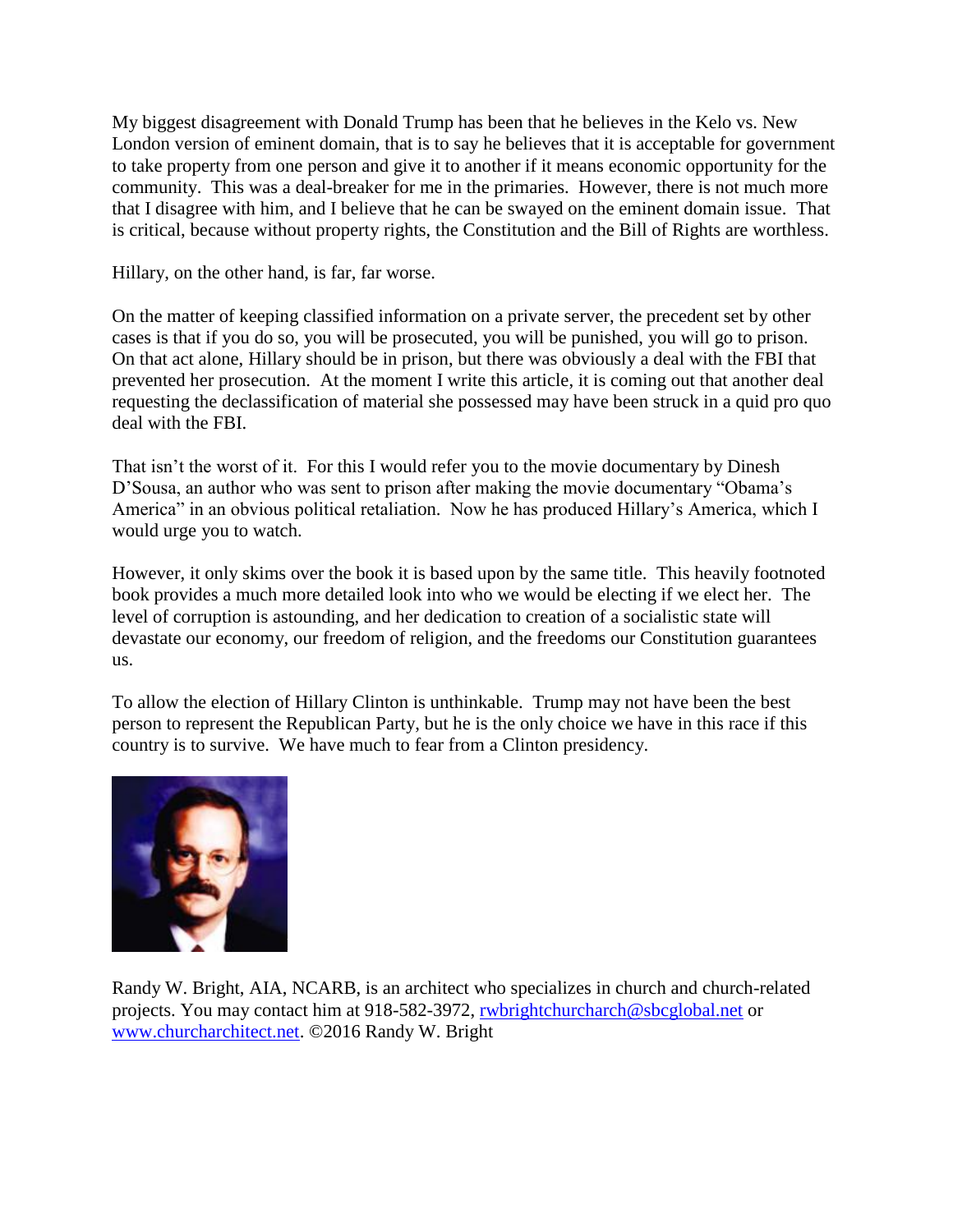My biggest disagreement with Donald Trump has been that he believes in the Kelo vs. New London version of eminent domain, that is to say he believes that it is acceptable for government to take property from one person and give it to another if it means economic opportunity for the community. This was a deal-breaker for me in the primaries. However, there is not much more that I disagree with him, and I believe that he can be swayed on the eminent domain issue. That is critical, because without property rights, the Constitution and the Bill of Rights are worthless.

Hillary, on the other hand, is far, far worse.

On the matter of keeping classified information on a private server, the precedent set by other cases is that if you do so, you will be prosecuted, you will be punished, you will go to prison. On that act alone, Hillary should be in prison, but there was obviously a deal with the FBI that prevented her prosecution. At the moment I write this article, it is coming out that another deal requesting the declassification of material she possessed may have been struck in a quid pro quo deal with the FBI.

That isn't the worst of it. For this I would refer you to the movie documentary by Dinesh D'Sousa, an author who was sent to prison after making the movie documentary "Obama's America" in an obvious political retaliation. Now he has produced Hillary's America, which I would urge you to watch.

However, it only skims over the book it is based upon by the same title. This heavily footnoted book provides a much more detailed look into who we would be electing if we elect her. The level of corruption is astounding, and her dedication to creation of a socialistic state will devastate our economy, our freedom of religion, and the freedoms our Constitution guarantees us.

To allow the election of Hillary Clinton is unthinkable. Trump may not have been the best person to represent the Republican Party, but he is the only choice we have in this race if this country is to survive. We have much to fear from a Clinton presidency.

Randy W. Bright, AIA, NCARB, is an architect who specializes in church and church-related projects. You may contact him at 918-582-3972, rwbrightchurcharch@sbcglobal.net or www.churcharchitect.net. ©2016 Randy W. Bright